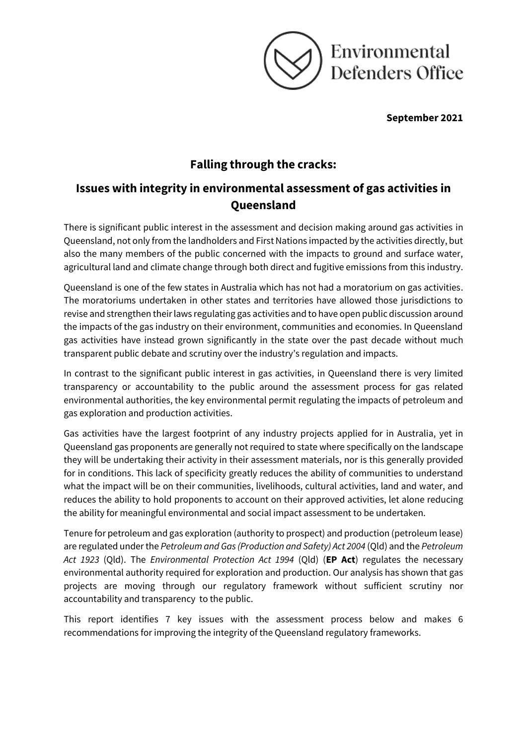Environmental Defenders Office

**September 2021**

# Falling through the cracks:

## Issues with integrity in environmental assessment of gas activities in Queensland

There is significant public interest in the assessment and decision making around gas activities in Queensland, not only from the landholders and First Nations impacted by the activities directly, but also the many members of the public concerned with the impacts to ground and surface water, agricultural land and climate change through both direct and fugitive emissions from this industry.

Queensland is one of the few states in Australia which has not had a moratorium on gas activities. The moratoriums undertaken in other states and territories have allowed those jurisdictions to revise and strengthen their laws regulating gas activities and to have open public discussion around the impacts of the gas industry on their environment, communities and economies. In Queensland gas activities have instead grown significantly in the state over the past decade without much transparent public debate and scrutiny over the industry's regulation and impacts.

In contrast to the significant public interest in gas activities, in Queensland there is very limited transparency or accountability to the public around the assessment process for gas related environmental authorities, the key environmental permit regulating the impacts of petroleum and gas exploration and production activities.

Gas activities have the largest footprint of any industry projects applied for in Australia, yet in Queensland gas proponents are generally not required to state where specifically on the landscape they will be undertaking their activity in their assessment materials, nor is this generally provided for in conditions. This lack of specificity greatly reduces the ability of communities to understand what the impact will be on their communities, livelihoods, cultural activities, land and water, and reduces the ability to hold proponents to account on their approved activities, let alone reducing the ability for meaningful environmental and social impact assessment to be undertaken.

Tenure for petroleum and gas exploration (authority to prospect) and production (petroleum lease) are regulated under the *Petroleum and Gas (Production and Safety) Act 2004* (Qld) and the *Petroleum Act 1923* (Qld). The *Environmental Protection Act 1994* (Qld) (**EP Act**) regulates the necessary environmental authority required for exploration and production. Our analysis has shown that gas projects are moving through our regulatory framework without sufficient scrutiny nor accountability and transparency to the public.

This report identifies 7 key issues with the assessment process below and makes 6 recommendations for improving the integrity of the Queensland regulatory frameworks.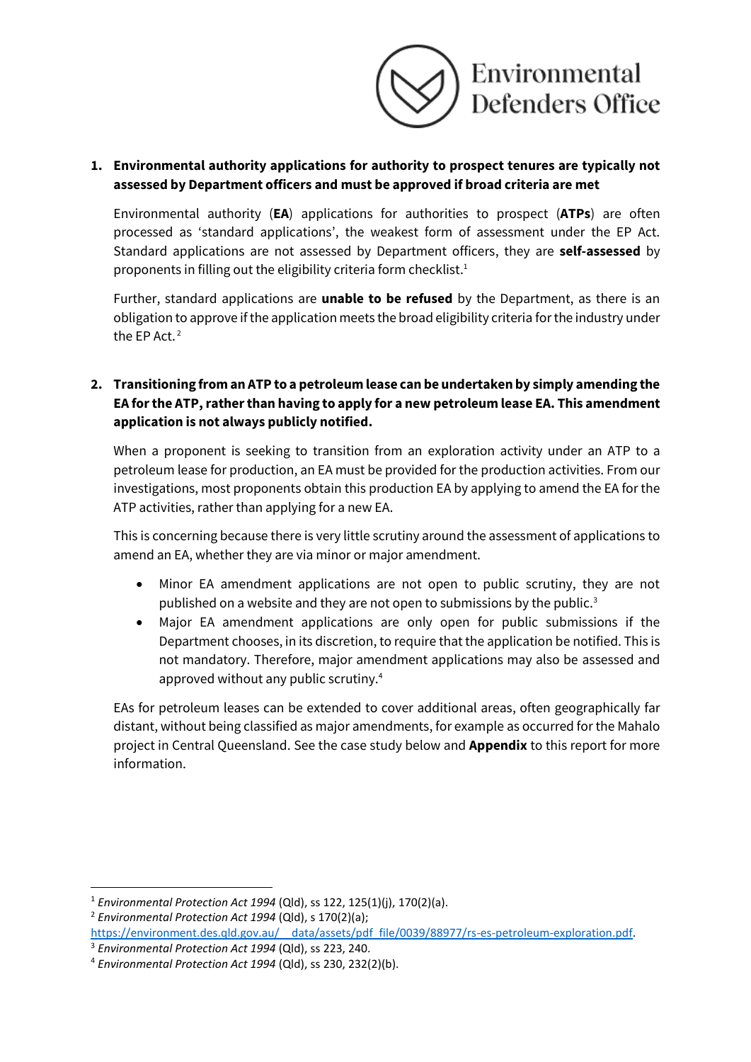1. **Environmental authority applications for authority to prospect tenures are typically not assessed by Department officers and must be approved if broad criteria are met**

   Environmental authority (**EA**) applications for authorities to prospect (**ATPs**) are often processed as 'standard applications', the weakest form of assessment under the EP Act. Standard applications are not assessed by Department officers, they are **self-assessed** by proponents in filling out the eligibility criteria form checklist.[1]

   Further, standard applications are **unable to be refused** by the Department, as there is an obligation to approve if the application meets the broad eligibility criteria for the industry under the EP Act.[2]

2. **Transitioning from an ATP to a petroleum lease can be undertaken by simply amending the EA for the ATP, rather than having to apply for a new petroleum lease EA. This amendment application is not always publicly notified.**

   When a proponent is seeking to transition from an exploration activity under an ATP to a petroleum lease for production, an EA must be provided for the production activities. From our investigations, most proponents obtain this production EA by applying to amend the EA for the ATP activities, rather than applying for a new EA.

   This is concerning because there is very little scrutiny around the assessment of applications to amend an EA, whether they are via minor or major amendment.

   - Minor EA amendment applications are not open to public scrutiny, they are not published on a website and they are not open to submissions by the public.[3]
   - Major EA amendment applications are only open for public submissions if the Department chooses, in its discretion, to require that the application be notified. This is not mandatory. Therefore, major amendment applications may also be assessed and approved without any public scrutiny.[4]

   EAs for petroleum leases can be extended to cover additional areas, often geographically far distant, without being classified as major amendments, for example as occurred for the Mahalo project in Central Queensland. See the case study below and **Appendix** to this report for more information.

---

[1] *Environmental Protection Act 1994* (Qld), ss 122, 125(1)(j), 170(2)(a).

[2] *Environmental Protection Act 1994* (Qld), s 170(2)(a); https://environment.des.qld.gov.au/__data/assets/pdf_file/0039/88977/rs-es-petroleum-exploration.pdf.

[3] *Environmental Protection Act 1994* (Qld), ss 223, 240.

[4] *Environmental Protection Act 1994* (Qld), ss 230, 232(2)(b).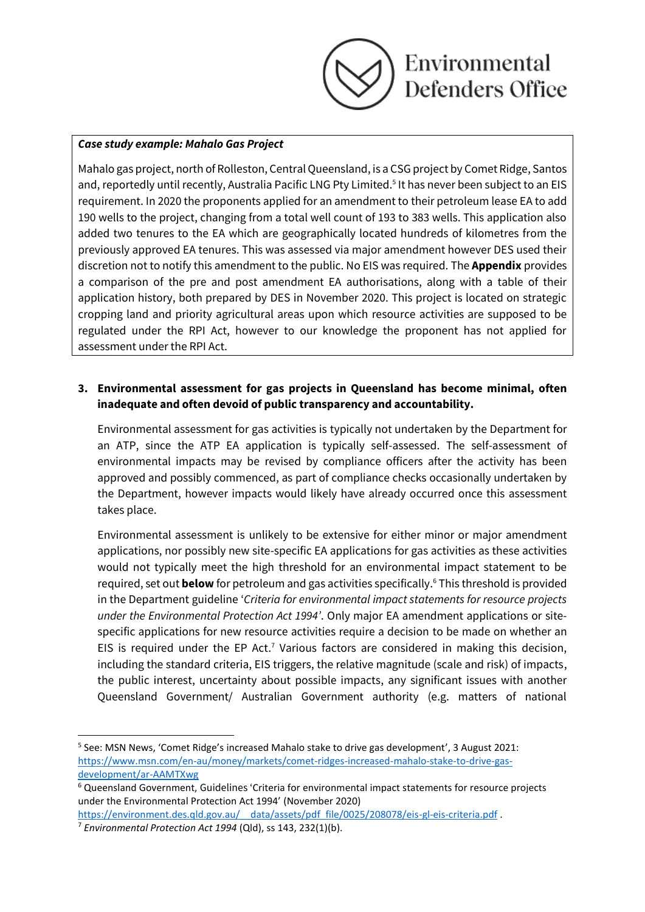***Case study example: Mahalo Gas Project***

Mahalo gas project, north of Rolleston, Central Queensland, is a CSG project by Comet Ridge, Santos and, reportedly until recently, Australia Pacific LNG Pty Limited.[5] It has never been subject to an EIS requirement. In 2020 the proponents applied for an amendment to their petroleum lease EA to add 190 wells to the project, changing from a total well count of 193 to 383 wells. This application also added two tenures to the EA which are geographically located hundreds of kilometres from the previously approved EA tenures. This was assessed via major amendment however DES used their discretion not to notify this amendment to the public. No EIS was required. The **Appendix** provides a comparison of the pre and post amendment EA authorisations, along with a table of their application history, both prepared by DES in November 2020. This project is located on strategic cropping land and priority agricultural areas upon which resource activities are supposed to be regulated under the RPI Act, however to our knowledge the proponent has not applied for assessment under the RPI Act.

3. **Environmental assessment for gas projects in Queensland has become minimal, often inadequate and often devoid of public transparency and accountability.**

   Environmental assessment for gas activities is typically not undertaken by the Department for an ATP, since the ATP EA application is typically self-assessed. The self-assessment of environmental impacts may be revised by compliance officers after the activity has been approved and possibly commenced, as part of compliance checks occasionally undertaken by the Department, however impacts would likely have already occurred once this assessment takes place.

   Environmental assessment is unlikely to be extensive for either minor or major amendment applications, nor possibly new site-specific EA applications for gas activities as these activities would not typically meet the high threshold for an environmental impact statement to be required, set out **below** for petroleum and gas activities specifically.[6] This threshold is provided in the Department guideline '*Criteria for environmental impact statements for resource projects under the Environmental Protection Act 1994'*. Only major EA amendment applications or site-specific applications for new resource activities require a decision to be made on whether an EIS is required under the EP Act.[7] Various factors are considered in making this decision, including the standard criteria, EIS triggers, the relative magnitude (scale and risk) of impacts, the public interest, uncertainty about possible impacts, any significant issues with another Queensland Government/ Australian Government authority (e.g. matters of national

---

[5] See: MSN News, 'Comet Ridge's increased Mahalo stake to drive gas development', 3 August 2021: https://www.msn.com/en-au/money/markets/comet-ridges-increased-mahalo-stake-to-drive-gas-development/ar-AAMTXwg

[6] Queensland Government, Guidelines 'Criteria for environmental impact statements for resource projects under the Environmental Protection Act 1994' (November 2020) https://environment.des.qld.gov.au/__data/assets/pdf_file/0025/208078/eis-gl-eis-criteria.pdf .

[7] *Environmental Protection Act 1994* (Qld), ss 143, 232(1)(b).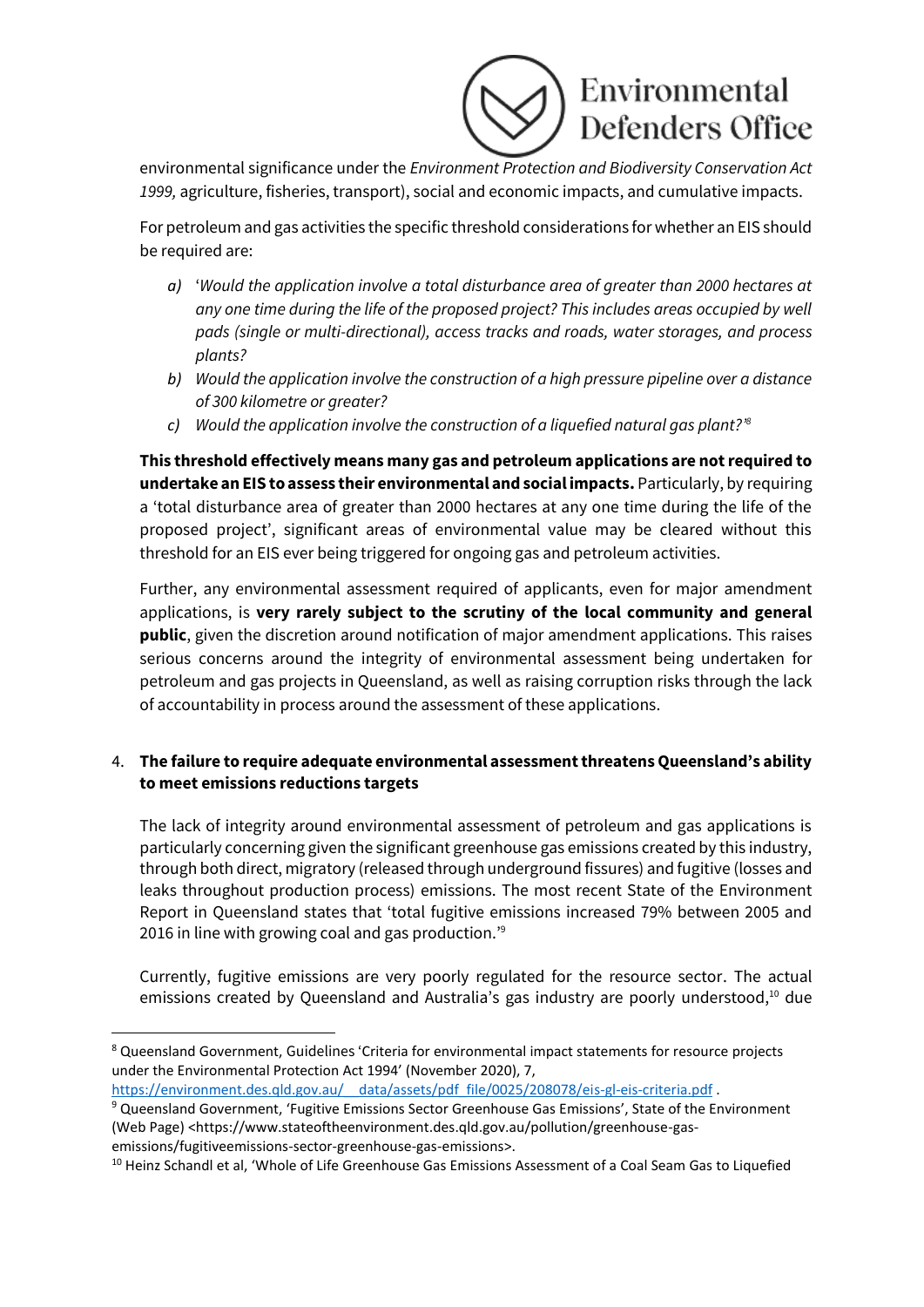environmental significance under the *Environment Protection and Biodiversity Conservation Act 1999,* agriculture, fisheries, transport), social and economic impacts, and cumulative impacts.

For petroleum and gas activities the specific threshold considerations for whether an EIS should be required are:

*a)* '*Would the application involve a total disturbance area of greater than 2000 hectares at any one time during the life of the proposed project? This includes areas occupied by well pads (single or multi-directional), access tracks and roads, water storages, and process plants?*

*b) Would the application involve the construction of a high pressure pipeline over a distance of 300 kilometre or greater?*

*c) Would the application involve the construction of a liquefied natural gas plant?*'[8]

**This threshold effectively means many gas and petroleum applications are not required to undertake an EIS to assess their environmental and social impacts.** Particularly, by requiring a 'total disturbance area of greater than 2000 hectares at any one time during the life of the proposed project', significant areas of environmental value may be cleared without this threshold for an EIS ever being triggered for ongoing gas and petroleum activities.

Further, any environmental assessment required of applicants, even for major amendment applications, is **very rarely subject to the scrutiny of the local community and general public**, given the discretion around notification of major amendment applications. This raises serious concerns around the integrity of environmental assessment being undertaken for petroleum and gas projects in Queensland, as well as raising corruption risks through the lack of accountability in process around the assessment of these applications.

4. **The failure to require adequate environmental assessment threatens Queensland's ability to meet emissions reductions targets**

The lack of integrity around environmental assessment of petroleum and gas applications is particularly concerning given the significant greenhouse gas emissions created by this industry, through both direct, migratory (released through underground fissures) and fugitive (losses and leaks throughout production process) emissions. The most recent State of the Environment Report in Queensland states that 'total fugitive emissions increased 79% between 2005 and 2016 in line with growing coal and gas production.'[9]

Currently, fugitive emissions are very poorly regulated for the resource sector. The actual emissions created by Queensland and Australia's gas industry are poorly understood,[10] due

---

[8] Queensland Government, Guidelines 'Criteria for environmental impact statements for resource projects under the Environmental Protection Act 1994' (November 2020), 7, https://environment.des.qld.gov.au/__data/assets/pdf_file/0025/208078/eis-gl-eis-criteria.pdf .

[9] Queensland Government, 'Fugitive Emissions Sector Greenhouse Gas Emissions', State of the Environment (Web Page) <https://www.stateoftheenvironment.des.qld.gov.au/pollution/greenhouse-gas-emissions/fugitiveemissions-sector-greenhouse-gas-emissions>.

[10] Heinz Schandl et al, 'Whole of Life Greenhouse Gas Emissions Assessment of a Coal Seam Gas to Liquefied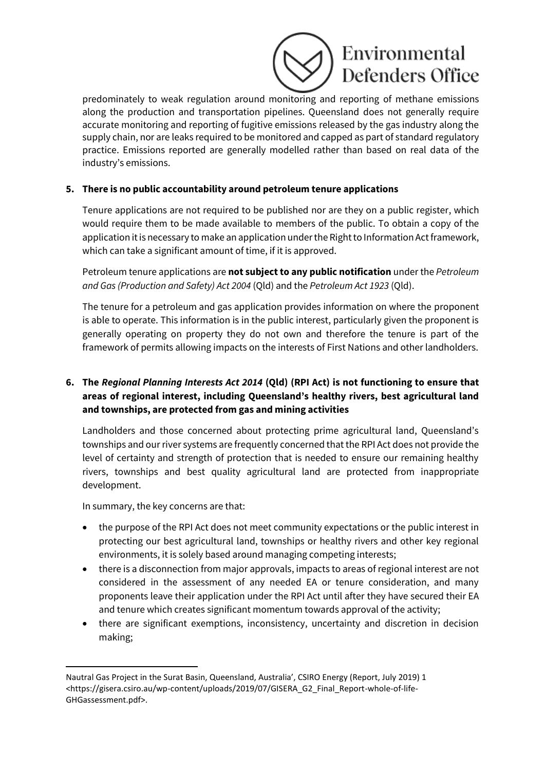predominately to weak regulation around monitoring and reporting of methane emissions along the production and transportation pipelines. Queensland does not generally require accurate monitoring and reporting of fugitive emissions released by the gas industry along the supply chain, nor are leaks required to be monitored and capped as part of standard regulatory practice. Emissions reported are generally modelled rather than based on real data of the industry's emissions.

### 5. There is no public accountability around petroleum tenure applications

Tenure applications are not required to be published nor are they on a public register, which would require them to be made available to members of the public. To obtain a copy of the application it is necessary to make an application under the Right to Information Act framework, which can take a significant amount of time, if it is approved.

Petroleum tenure applications are **not subject to any public notification** under the *Petroleum and Gas (Production and Safety) Act 2004* (Qld) and the *Petroleum Act 1923* (Qld).

The tenure for a petroleum and gas application provides information on where the proponent is able to operate. This information is in the public interest, particularly given the proponent is generally operating on property they do not own and therefore the tenure is part of the framework of permits allowing impacts on the interests of First Nations and other landholders.

### 6. The *Regional Planning Interests Act 2014* (Qld) (RPI Act) is not functioning to ensure that areas of regional interest, including Queensland's healthy rivers, best agricultural land and townships, are protected from gas and mining activities

Landholders and those concerned about protecting prime agricultural land, Queensland's townships and our river systems are frequently concerned that the RPI Act does not provide the level of certainty and strength of protection that is needed to ensure our remaining healthy rivers, townships and best quality agricultural land are protected from inappropriate development.

In summary, the key concerns are that:

- the purpose of the RPI Act does not meet community expectations or the public interest in protecting our best agricultural land, townships or healthy rivers and other key regional environments, it is solely based around managing competing interests;
- there is a disconnection from major approvals, impacts to areas of regional interest are not considered in the assessment of any needed EA or tenure consideration, and many proponents leave their application under the RPI Act until after they have secured their EA and tenure which creates significant momentum towards approval of the activity;
- there are significant exemptions, inconsistency, uncertainty and discretion in decision making;

---

Nautral Gas Project in the Surat Basin, Queensland, Australia', CSIRO Energy (Report, July 2019) 1 <https://gisera.csiro.au/wp-content/uploads/2019/07/GISERA_G2_Final_Report-whole-of-life-GHGassessment.pdf>.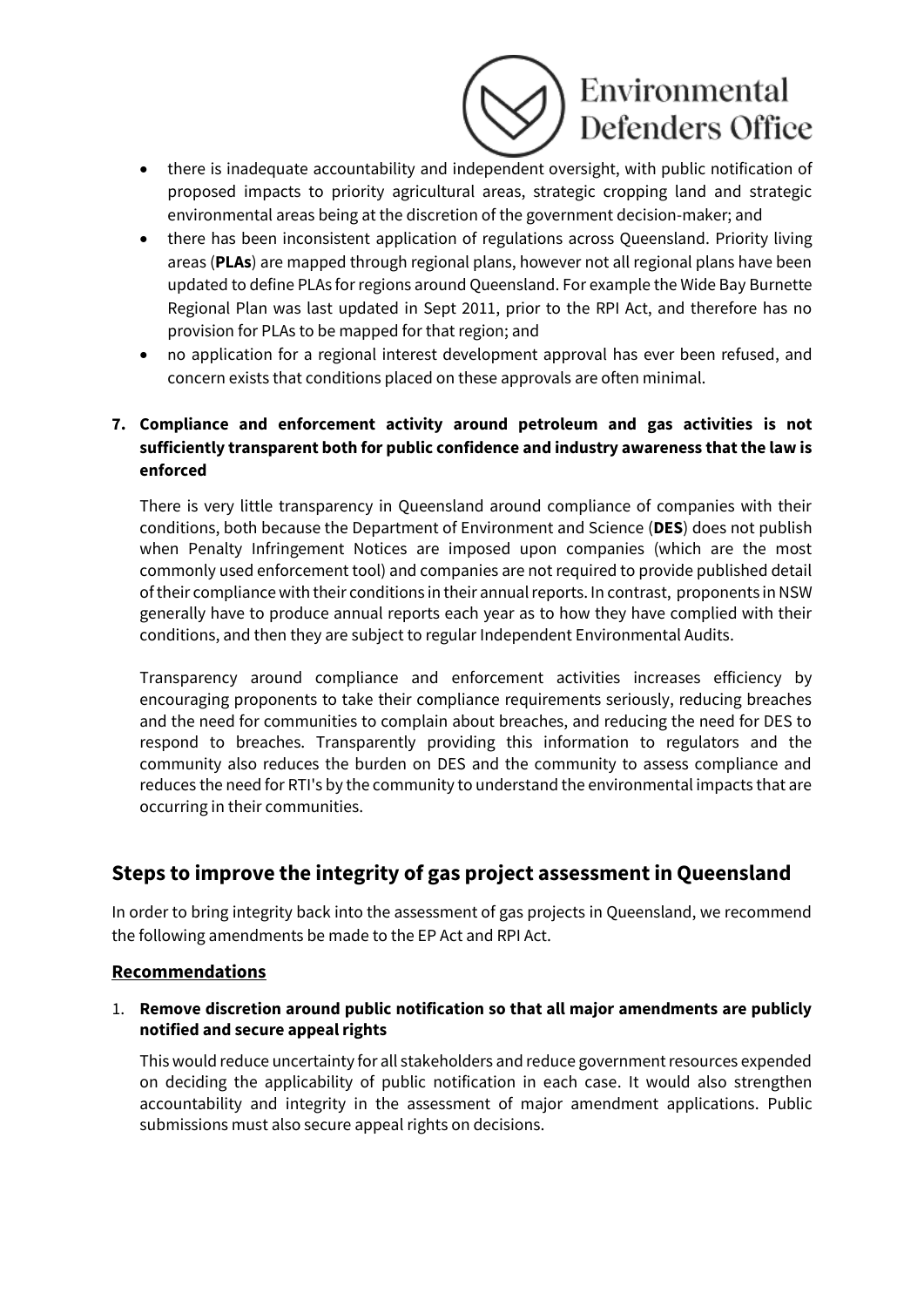- there is inadequate accountability and independent oversight, with public notification of proposed impacts to priority agricultural areas, strategic cropping land and strategic environmental areas being at the discretion of the government decision-maker; and
- there has been inconsistent application of regulations across Queensland. Priority living areas (**PLAs**) are mapped through regional plans, however not all regional plans have been updated to define PLAs for regions around Queensland. For example the Wide Bay Burnette Regional Plan was last updated in Sept 2011, prior to the RPI Act, and therefore has no provision for PLAs to be mapped for that region; and
- no application for a regional interest development approval has ever been refused, and concern exists that conditions placed on these approvals are often minimal.

7. **Compliance and enforcement activity around petroleum and gas activities is not sufficiently transparent both for public confidence and industry awareness that the law is enforced**

   There is very little transparency in Queensland around compliance of companies with their conditions, both because the Department of Environment and Science (**DES**) does not publish when Penalty Infringement Notices are imposed upon companies (which are the most commonly used enforcement tool) and companies are not required to provide published detail of their compliance with their conditions in their annual reports. In contrast, proponents in NSW generally have to produce annual reports each year as to how they have complied with their conditions, and then they are subject to regular Independent Environmental Audits.

   Transparency around compliance and enforcement activities increases efficiency by encouraging proponents to take their compliance requirements seriously, reducing breaches and the need for communities to complain about breaches, and reducing the need for DES to respond to breaches. Transparently providing this information to regulators and the community also reduces the burden on DES and the community to assess compliance and reduces the need for RTI's by the community to understand the environmental impacts that are occurring in their communities.

## Steps to improve the integrity of gas project assessment in Queensland

In order to bring integrity back into the assessment of gas projects in Queensland, we recommend the following amendments be made to the EP Act and RPI Act.

### Recommendations

1. **Remove discretion around public notification so that all major amendments are publicly notified and secure appeal rights**

   This would reduce uncertainty for all stakeholders and reduce government resources expended on deciding the applicability of public notification in each case. It would also strengthen accountability and integrity in the assessment of major amendment applications. Public submissions must also secure appeal rights on decisions.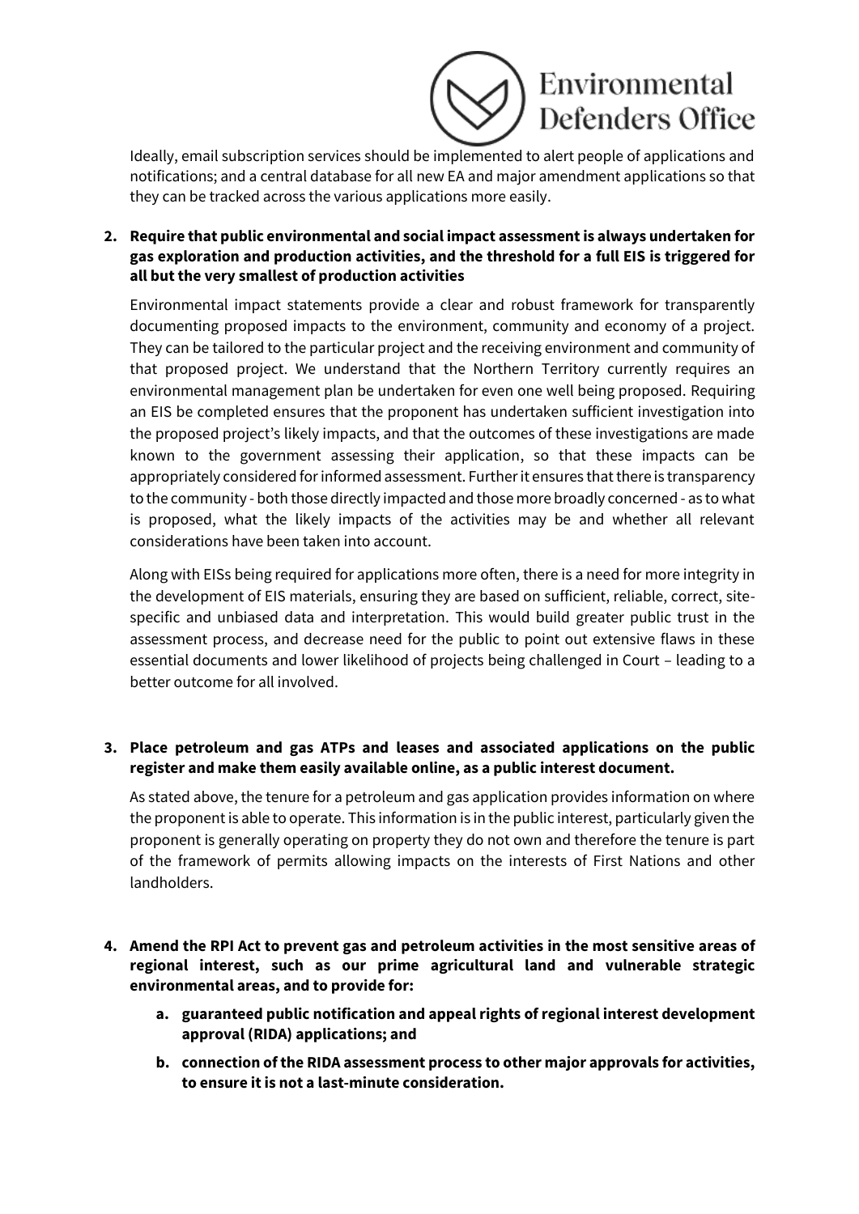Ideally, email subscription services should be implemented to alert people of applications and notifications; and a central database for all new EA and major amendment applications so that they can be tracked across the various applications more easily.

2. **Require that public environmental and social impact assessment is always undertaken for gas exploration and production activities, and the threshold for a full EIS is triggered for all but the very smallest of production activities**

   Environmental impact statements provide a clear and robust framework for transparently documenting proposed impacts to the environment, community and economy of a project. They can be tailored to the particular project and the receiving environment and community of that proposed project. We understand that the Northern Territory currently requires an environmental management plan be undertaken for even one well being proposed. Requiring an EIS be completed ensures that the proponent has undertaken sufficient investigation into the proposed project's likely impacts, and that the outcomes of these investigations are made known to the government assessing their application, so that these impacts can be appropriately considered for informed assessment. Further it ensures that there is transparency to the community - both those directly impacted and those more broadly concerned - as to what is proposed, what the likely impacts of the activities may be and whether all relevant considerations have been taken into account.

   Along with EISs being required for applications more often, there is a need for more integrity in the development of EIS materials, ensuring they are based on sufficient, reliable, correct, site-specific and unbiased data and interpretation. This would build greater public trust in the assessment process, and decrease need for the public to point out extensive flaws in these essential documents and lower likelihood of projects being challenged in Court – leading to a better outcome for all involved.

3. **Place petroleum and gas ATPs and leases and associated applications on the public register and make them easily available online, as a public interest document.**

   As stated above, the tenure for a petroleum and gas application provides information on where the proponent is able to operate. This information is in the public interest, particularly given the proponent is generally operating on property they do not own and therefore the tenure is part of the framework of permits allowing impacts on the interests of First Nations and other landholders.

4. **Amend the RPI Act to prevent gas and petroleum activities in the most sensitive areas of regional interest, such as our prime agricultural land and vulnerable strategic environmental areas, and to provide for:**

   a. **guaranteed public notification and appeal rights of regional interest development approval (RIDA) applications; and**

   b. **connection of the RIDA assessment process to other major approvals for activities, to ensure it is not a last-minute consideration.**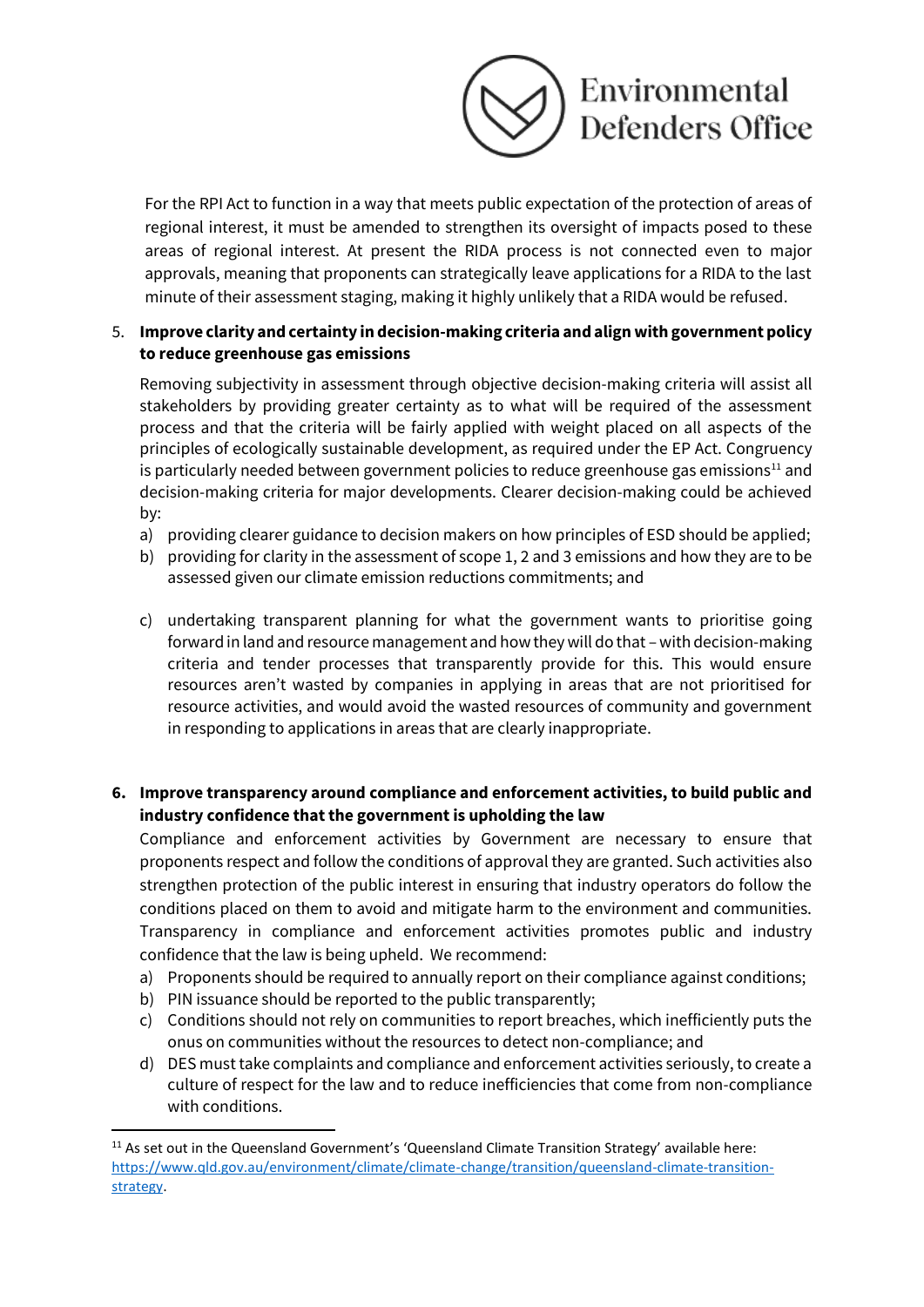For the RPI Act to function in a way that meets public expectation of the protection of areas of regional interest, it must be amended to strengthen its oversight of impacts posed to these areas of regional interest. At present the RIDA process is not connected even to major approvals, meaning that proponents can strategically leave applications for a RIDA to the last minute of their assessment staging, making it highly unlikely that a RIDA would be refused.

5. **Improve clarity and certainty in decision-making criteria and align with government policy to reduce greenhouse gas emissions**

   Removing subjectivity in assessment through objective decision-making criteria will assist all stakeholders by providing greater certainty as to what will be required of the assessment process and that the criteria will be fairly applied with weight placed on all aspects of the principles of ecologically sustainable development, as required under the EP Act. Congruency is particularly needed between government policies to reduce greenhouse gas emissions[11] and decision-making criteria for major developments. Clearer decision-making could be achieved by:

   a) providing clearer guidance to decision makers on how principles of ESD should be applied;
   b) providing for clarity in the assessment of scope 1, 2 and 3 emissions and how they are to be assessed given our climate emission reductions commitments; and
   c) undertaking transparent planning for what the government wants to prioritise going forward in land and resource management and how they will do that – with decision-making criteria and tender processes that transparently provide for this. This would ensure resources aren't wasted by companies in applying in areas that are not prioritised for resource activities, and would avoid the wasted resources of community and government in responding to applications in areas that are clearly inappropriate.

6. **Improve transparency around compliance and enforcement activities, to build public and industry confidence that the government is upholding the law**

   Compliance and enforcement activities by Government are necessary to ensure that proponents respect and follow the conditions of approval they are granted. Such activities also strengthen protection of the public interest in ensuring that industry operators do follow the conditions placed on them to avoid and mitigate harm to the environment and communities. Transparency in compliance and enforcement activities promotes public and industry confidence that the law is being upheld. We recommend:

   a) Proponents should be required to annually report on their compliance against conditions;
   b) PIN issuance should be reported to the public transparently;
   c) Conditions should not rely on communities to report breaches, which inefficiently puts the onus on communities without the resources to detect non-compliance; and
   d) DES must take complaints and compliance and enforcement activities seriously, to create a culture of respect for the law and to reduce inefficiencies that come from non-compliance with conditions.

---

[11] As set out in the Queensland Government's 'Queensland Climate Transition Strategy' available here: https://www.qld.gov.au/environment/climate/climate-change/transition/queensland-climate-transition-strategy.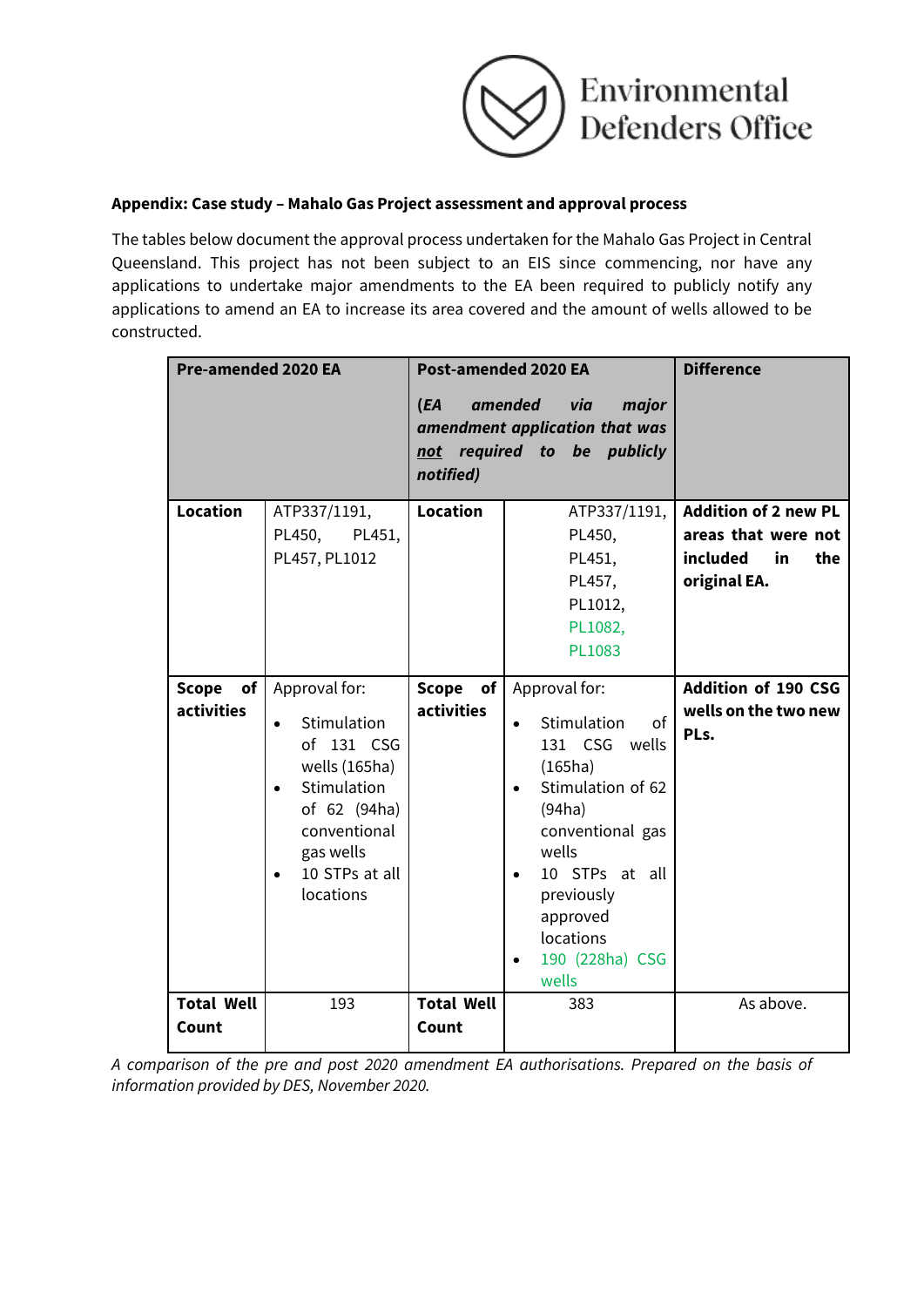**Appendix: Case study – Mahalo Gas Project assessment and approval process**

The tables below document the approval process undertaken for the Mahalo Gas Project in Central Queensland. This project has not been subject to an EIS since commencing, nor have any applications to undertake major amendments to the EA been required to publicly notify any applications to amend an EA to increase its area covered and the amount of wells allowed to be constructed.

| **Pre-amended 2020 EA** | | **Post-amended 2020 EA** *(EA amended via major amendment application that was <u>not</u> required to be publicly notified)* | | **Difference** |
|---|---|---|---|---|
| **Location** | ATP337/1191, PL450, PL451, PL457, PL1012 | **Location** | ATP337/1191, PL450, PL451, PL457, PL1012, PL1082, PL1083 | **Addition of 2 new PL areas that were not included in the original EA.** |
| **Scope of activities** | Approval for: <br>• Stimulation of 131 CSG wells (165ha) <br>• Stimulation of 62 (94ha) conventional gas wells <br>• 10 STPs at all locations | **Scope of activities** | Approval for: <br>• Stimulation of 131 CSG wells (165ha) <br>• Stimulation of 62 (94ha) conventional gas wells <br>• 10 STPs at all previously approved locations <br>• 190 (228ha) CSG wells | **Addition of 190 CSG wells on the two new PLs.** |
| **Total Well Count** | 193 | **Total Well Count** | 383 | As above. |

*A comparison of the pre and post 2020 amendment EA authorisations. Prepared on the basis of information provided by DES, November 2020.*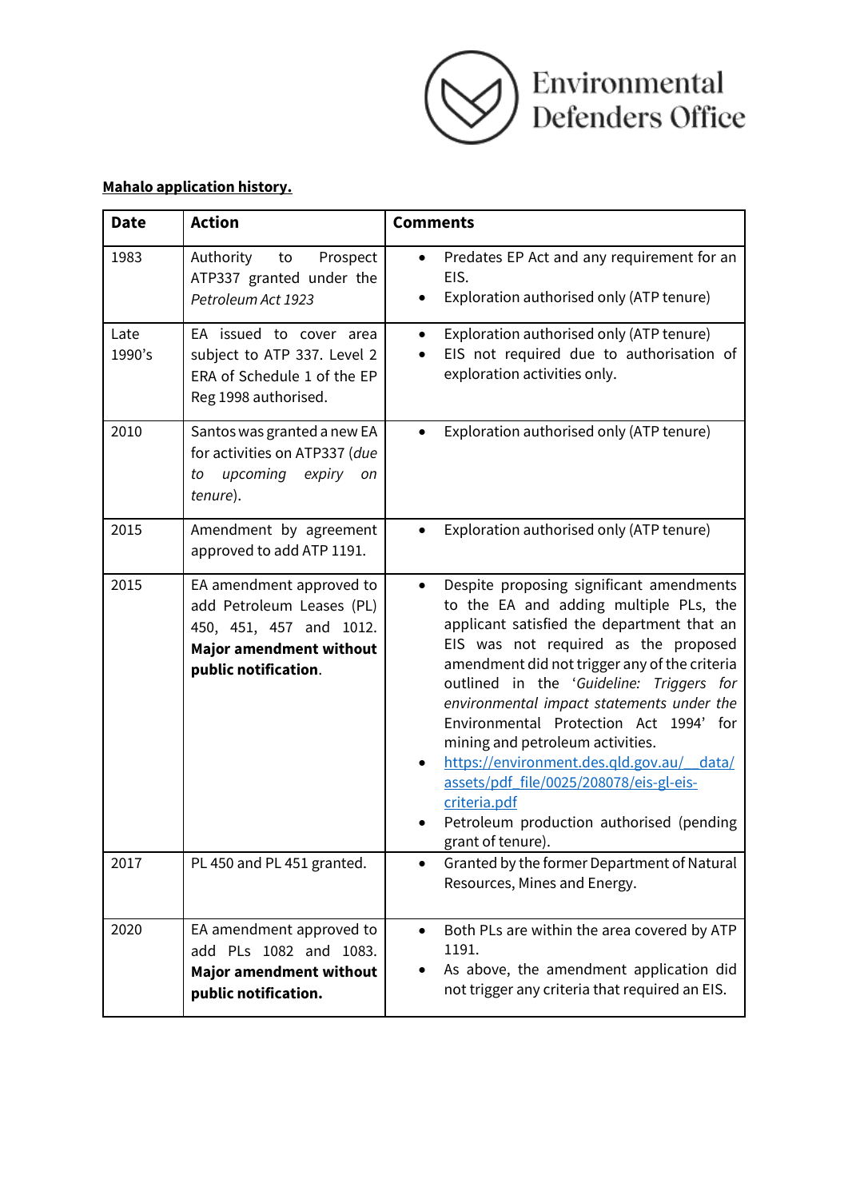**Mahalo application history.**

| Date | Action | Comments |
|---|---|---|
| 1983 | Authority to Prospect ATP337 granted under the *Petroleum Act 1923* | • Predates EP Act and any requirement for an EIS.<br>• Exploration authorised only (ATP tenure) |
| Late 1990's | EA issued to cover area subject to ATP 337. Level 2 ERA of Schedule 1 of the EP Reg 1998 authorised. | • Exploration authorised only (ATP tenure)<br>• EIS not required due to authorisation of exploration activities only. |
| 2010 | Santos was granted a new EA for activities on ATP337 (*due to upcoming expiry on tenure*). | • Exploration authorised only (ATP tenure) |
| 2015 | Amendment by agreement approved to add ATP 1191. | • Exploration authorised only (ATP tenure) |
| 2015 | EA amendment approved to add Petroleum Leases (PL) 450, 451, 457 and 1012. **Major amendment without public notification**. | • Despite proposing significant amendments to the EA and adding multiple PLs, the applicant satisfied the department that an EIS was not required as the proposed amendment did not trigger any of the criteria outlined in the '*Guideline: Triggers for environmental impact statements under the* Environmental Protection Act 1994' for mining and petroleum activities.<br>• https://environment.des.qld.gov.au/__data/assets/pdf_file/0025/208078/eis-gl-eis-criteria.pdf<br>• Petroleum production authorised (pending grant of tenure). |
| 2017 | PL 450 and PL 451 granted. | • Granted by the former Department of Natural Resources, Mines and Energy. |
| 2020 | EA amendment approved to add PLs 1082 and 1083. **Major amendment without public notification.** | • Both PLs are within the area covered by ATP 1191.<br>• As above, the amendment application did not trigger any criteria that required an EIS. |